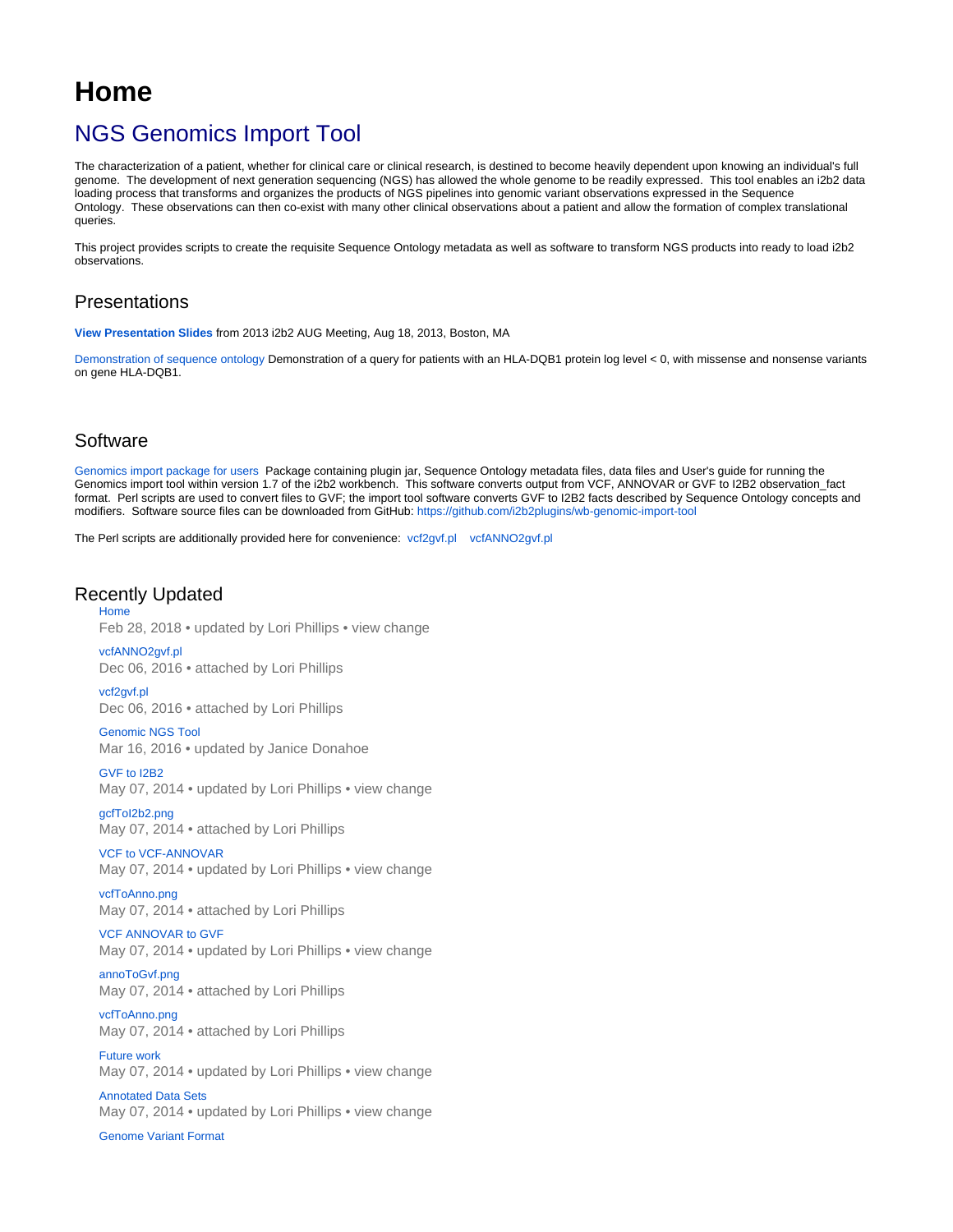# Home

## NGS Genomics Import Tool

The characterization of a patient, whether for clinical care or clinical research, is destined to become heavily dependent upon knowing an individual's full genome. The development of next generation sequencing (NGS) has allowed the whole genome to be readily expressed. This tool enables an i2b2 data loading process that transforms and organizes the products of NGS pipelines into genomic variant observations expressed in the Sequence Ontology. These observations can then co-exist with many other clinical observations about a patient and allow the formation of complex translational queries.

This project provides scripts to create the requisite Sequence Ontology metadata as well as software to transform NGS products into ready to load i2b2 observations.

### Presentations

**View Presentation Slides** from 2013 i2b2 AUG Meeting, Aug 18, 2013, Boston, MA

Demonstration of sequence ontology Demonstration of a query for patients with an HLA-DQB1 protein log level < 0, with missense and nonsense variants on gene HLA-DQB1.

### Software

Genomics import package for users Package containing plugin jar, Sequence Ontology metadata files, data files and User's guide for running the Genomics import tool within version 1.7 of the i2b2 workbench. This software converts output from VCF, ANNOVAR or GVF to I2B2 observation_fact format. Perl scripts are used to convert files to GVF; the import tool software converts GVF to I2B2 facts described by Sequence Ontology concepts and modifiers. Software source files can be downloaded from GitHub: https://github.com/i2b2plugins/wb-genomic-import-tool

The Perl scripts are additionally provided here for convenience: vcf2gvf.pl vcfANNO2gvf.pl

### Recently Updated

- Home
  Feb 28, 2018 • updated by Lori Phillips • view change
- vcfANNO2gvf.pl
  Dec 06, 2016 • attached by Lori Phillips
- vcf2gvf.pl
  Dec 06, 2016 • attached by Lori Phillips
- Genomic NGS Tool
  Mar 16, 2016 • updated by Janice Donahoe
- GVF to I2B2
  May 07, 2014 • updated by Lori Phillips • view change
- gcfToI2b2.png
  May 07, 2014 • attached by Lori Phillips
- VCF to VCF-ANNOVAR
  May 07, 2014 • updated by Lori Phillips • view change
- vcfToAnno.png
  May 07, 2014 • attached by Lori Phillips
- VCF ANNOVAR to GVF
  May 07, 2014 • updated by Lori Phillips • view change
- annoToGvf.png
  May 07, 2014 • attached by Lori Phillips
- vcfToAnno.png
  May 07, 2014 • attached by Lori Phillips
- Future work
  May 07, 2014 • updated by Lori Phillips • view change
- Annotated Data Sets
  May 07, 2014 • updated by Lori Phillips • view change
- Genome Variant Format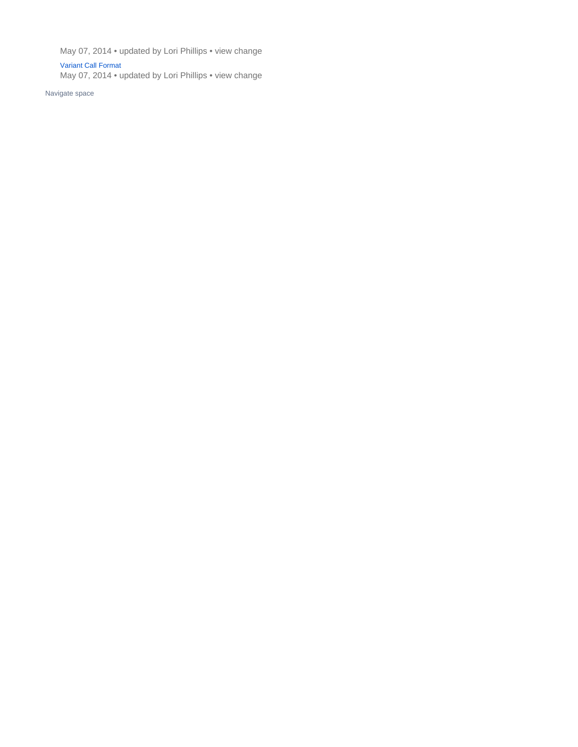May 07, 2014 • updated by Lori Phillips • view change

Variant Call Format
May 07, 2014 • updated by Lori Phillips • view change

Navigate space